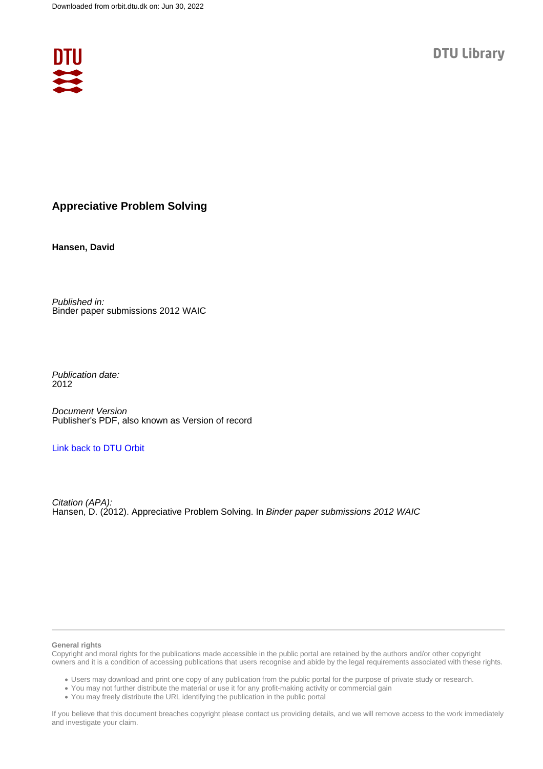Downloaded from orbit.dtu.dk on: Jun 30, 2022

DTU Library

# Appreciative Problem Solving

**Hansen, David**

*Published in:*
Binder paper submissions 2012 WAIC

*Publication date:*
2012

*Document Version*
Publisher's PDF, also known as Version of record

Link back to DTU Orbit

*Citation (APA):*
Hansen, D. (2012). Appreciative Problem Solving. In *Binder paper submissions 2012 WAIC*

**General rights**
Copyright and moral rights for the publications made accessible in the public portal are retained by the authors and/or other copyright owners and it is a condition of accessing publications that users recognise and abide by the legal requirements associated with these rights.

- Users may download and print one copy of any publication from the public portal for the purpose of private study or research.
- You may not further distribute the material or use it for any profit-making activity or commercial gain
- You may freely distribute the URL identifying the publication in the public portal

If you believe that this document breaches copyright please contact us providing details, and we will remove access to the work immediately and investigate your claim.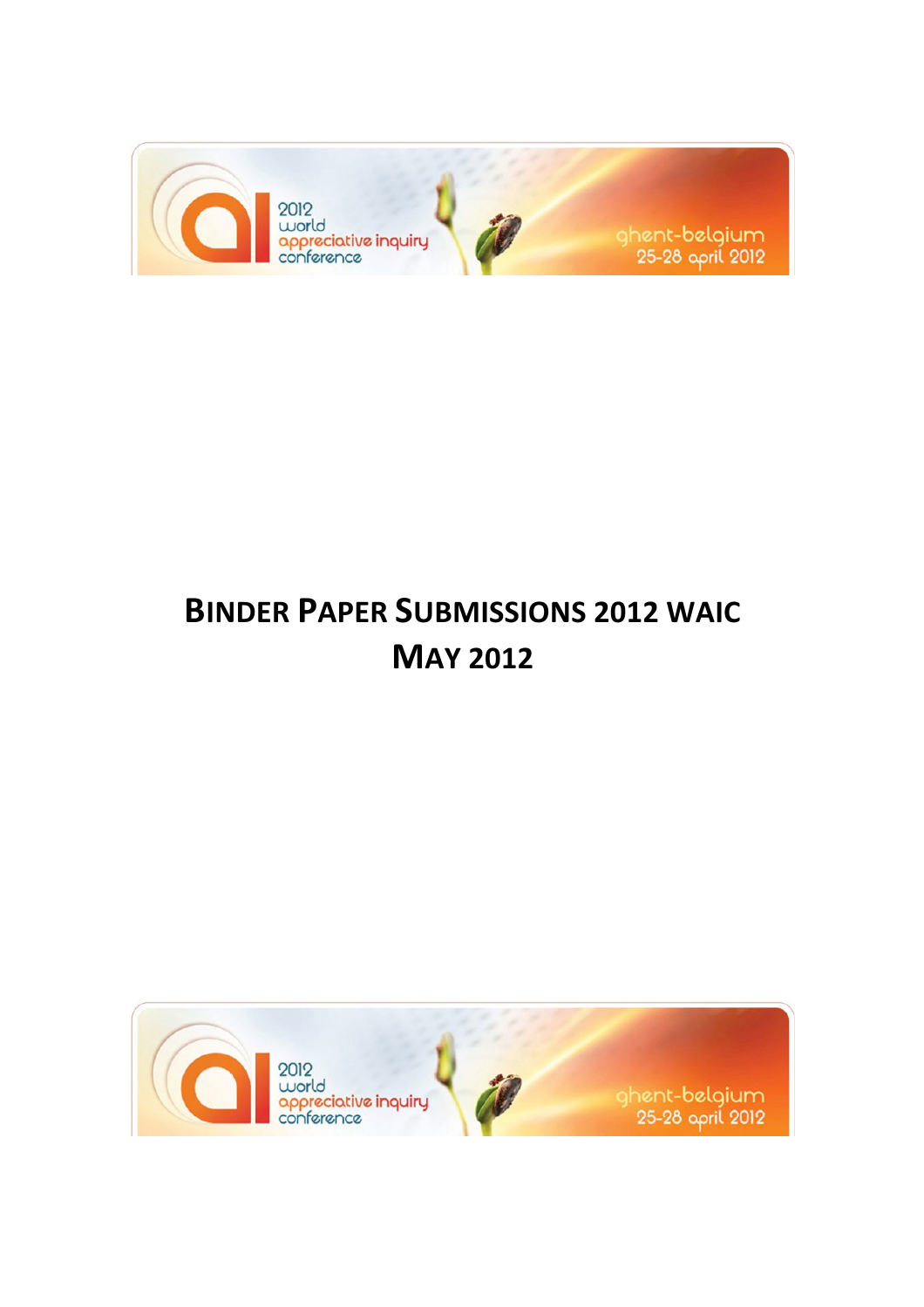# BINDER PAPER SUBMISSIONS 2012 WAIC
# MAY 2012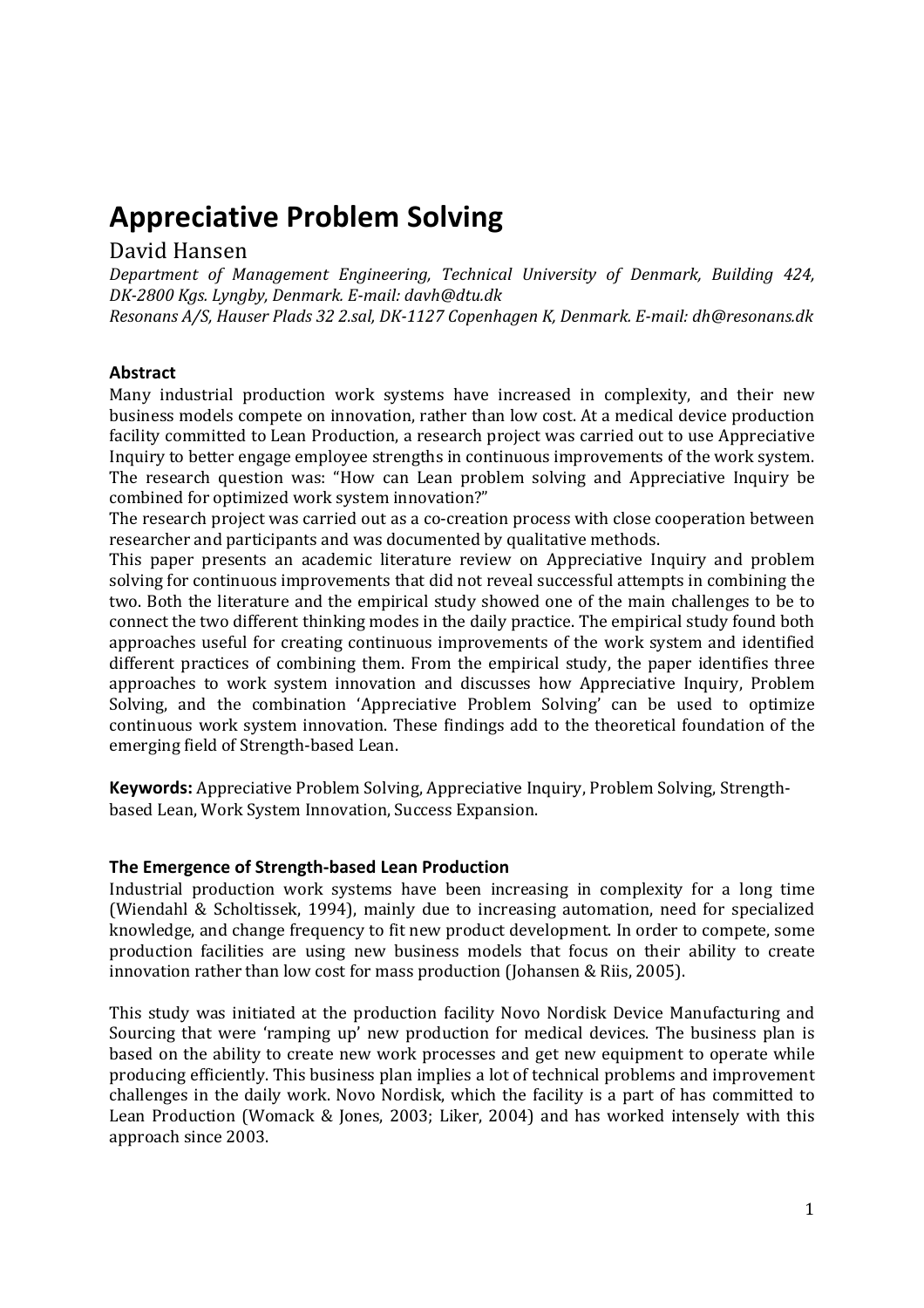# Appreciative Problem Solving

David Hansen

*Department of Management Engineering, Technical University of Denmark, Building 424, DK-2800 Kgs. Lyngby, Denmark. E-mail: davh@dtu.dk*

*Resonans A/S, Hauser Plads 32 2.sal, DK-1127 Copenhagen K, Denmark. E-mail: dh@resonans.dk*

### Abstract

Many industrial production work systems have increased in complexity, and their new business models compete on innovation, rather than low cost. At a medical device production facility committed to Lean Production, a research project was carried out to use Appreciative Inquiry to better engage employee strengths in continuous improvements of the work system. The research question was: "How can Lean problem solving and Appreciative Inquiry be combined for optimized work system innovation?"

The research project was carried out as a co-creation process with close cooperation between researcher and participants and was documented by qualitative methods.

This paper presents an academic literature review on Appreciative Inquiry and problem solving for continuous improvements that did not reveal successful attempts in combining the two. Both the literature and the empirical study showed one of the main challenges to be to connect the two different thinking modes in the daily practice. The empirical study found both approaches useful for creating continuous improvements of the work system and identified different practices of combining them. From the empirical study, the paper identifies three approaches to work system innovation and discusses how Appreciative Inquiry, Problem Solving, and the combination 'Appreciative Problem Solving' can be used to optimize continuous work system innovation. These findings add to the theoretical foundation of the emerging field of Strength-based Lean.

**Keywords:** Appreciative Problem Solving, Appreciative Inquiry, Problem Solving, Strength-based Lean, Work System Innovation, Success Expansion.

### The Emergence of Strength-based Lean Production

Industrial production work systems have been increasing in complexity for a long time (Wiendahl & Scholtissek, 1994), mainly due to increasing automation, need for specialized knowledge, and change frequency to fit new product development. In order to compete, some production facilities are using new business models that focus on their ability to create innovation rather than low cost for mass production (Johansen & Riis, 2005).

This study was initiated at the production facility Novo Nordisk Device Manufacturing and Sourcing that were 'ramping up' new production for medical devices. The business plan is based on the ability to create new work processes and get new equipment to operate while producing efficiently. This business plan implies a lot of technical problems and improvement challenges in the daily work. Novo Nordisk, which the facility is a part of has committed to Lean Production (Womack & Jones, 2003; Liker, 2004) and has worked intensely with this approach since 2003.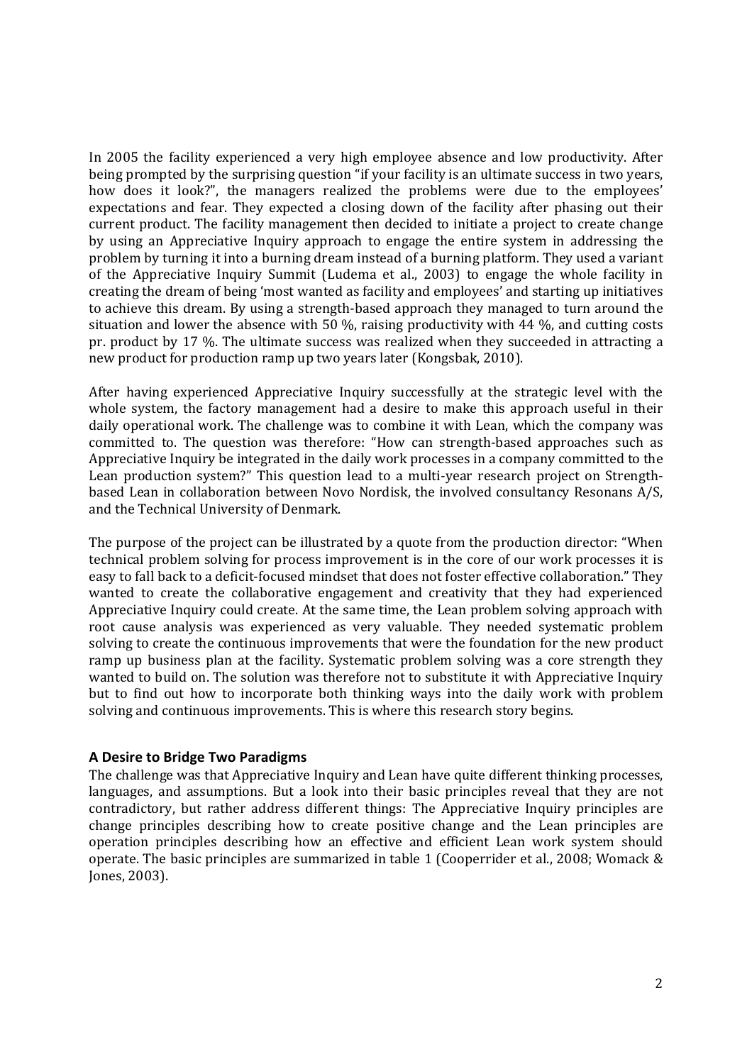In 2005 the facility experienced a very high employee absence and low productivity. After being prompted by the surprising question "if your facility is an ultimate success in two years, how does it look?", the managers realized the problems were due to the employees' expectations and fear. They expected a closing down of the facility after phasing out their current product. The facility management then decided to initiate a project to create change by using an Appreciative Inquiry approach to engage the entire system in addressing the problem by turning it into a burning dream instead of a burning platform. They used a variant of the Appreciative Inquiry Summit (Ludema et al., 2003) to engage the whole facility in creating the dream of being 'most wanted as facility and employees' and starting up initiatives to achieve this dream. By using a strength-based approach they managed to turn around the situation and lower the absence with 50 %, raising productivity with 44 %, and cutting costs pr. product by 17 %. The ultimate success was realized when they succeeded in attracting a new product for production ramp up two years later (Kongsbak, 2010).

After having experienced Appreciative Inquiry successfully at the strategic level with the whole system, the factory management had a desire to make this approach useful in their daily operational work. The challenge was to combine it with Lean, which the company was committed to. The question was therefore: "How can strength-based approaches such as Appreciative Inquiry be integrated in the daily work processes in a company committed to the Lean production system?" This question lead to a multi-year research project on Strength-based Lean in collaboration between Novo Nordisk, the involved consultancy Resonans A/S, and the Technical University of Denmark.

The purpose of the project can be illustrated by a quote from the production director: "When technical problem solving for process improvement is in the core of our work processes it is easy to fall back to a deficit-focused mindset that does not foster effective collaboration." They wanted to create the collaborative engagement and creativity that they had experienced Appreciative Inquiry could create. At the same time, the Lean problem solving approach with root cause analysis was experienced as very valuable. They needed systematic problem solving to create the continuous improvements that were the foundation for the new product ramp up business plan at the facility. Systematic problem solving was a core strength they wanted to build on. The solution was therefore not to substitute it with Appreciative Inquiry but to find out how to incorporate both thinking ways into the daily work with problem solving and continuous improvements. This is where this research story begins.

## A Desire to Bridge Two Paradigms

The challenge was that Appreciative Inquiry and Lean have quite different thinking processes, languages, and assumptions. But a look into their basic principles reveal that they are not contradictory, but rather address different things: The Appreciative Inquiry principles are change principles describing how to create positive change and the Lean principles are operation principles describing how an effective and efficient Lean work system should operate. The basic principles are summarized in table 1 (Cooperrider et al., 2008; Womack & Jones, 2003).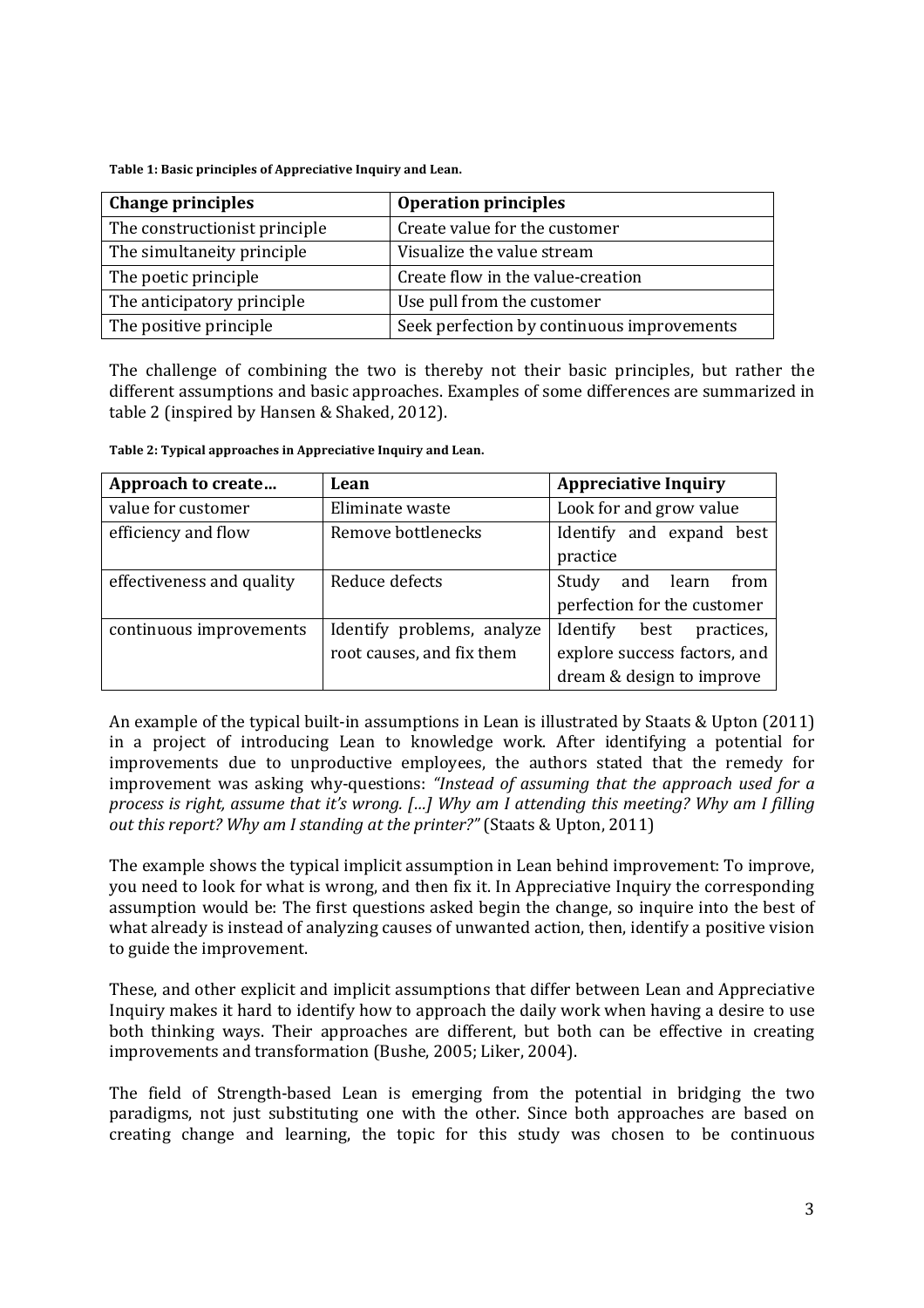**Table 1: Basic principles of Appreciative Inquiry and Lean.**

| Change principles | Operation principles |
|---|---|
| The constructionist principle | Create value for the customer |
| The simultaneity principle | Visualize the value stream |
| The poetic principle | Create flow in the value-creation |
| The anticipatory principle | Use pull from the customer |
| The positive principle | Seek perfection by continuous improvements |

The challenge of combining the two is thereby not their basic principles, but rather the different assumptions and basic approaches. Examples of some differences are summarized in table 2 (inspired by Hansen & Shaked, 2012).

**Table 2: Typical approaches in Appreciative Inquiry and Lean.**

| Approach to create… | Lean | Appreciative Inquiry |
|---|---|---|
| value for customer | Eliminate waste | Look for and grow value |
| efficiency and flow | Remove bottlenecks | Identify and expand best practice |
| effectiveness and quality | Reduce defects | Study and learn from perfection for the customer |
| continuous improvements | Identify problems, analyze root causes, and fix them | Identify best practices, explore success factors, and dream & design to improve |

An example of the typical built-in assumptions in Lean is illustrated by Staats & Upton (2011) in a project of introducing Lean to knowledge work. After identifying a potential for improvements due to unproductive employees, the authors stated that the remedy for improvement was asking why-questions: *"Instead of assuming that the approach used for a process is right, assume that it's wrong. […] Why am I attending this meeting? Why am I filling out this report? Why am I standing at the printer?"* (Staats & Upton, 2011)

The example shows the typical implicit assumption in Lean behind improvement: To improve, you need to look for what is wrong, and then fix it. In Appreciative Inquiry the corresponding assumption would be: The first questions asked begin the change, so inquire into the best of what already is instead of analyzing causes of unwanted action, then, identify a positive vision to guide the improvement.

These, and other explicit and implicit assumptions that differ between Lean and Appreciative Inquiry makes it hard to identify how to approach the daily work when having a desire to use both thinking ways. Their approaches are different, but both can be effective in creating improvements and transformation (Bushe, 2005; Liker, 2004).

The field of Strength-based Lean is emerging from the potential in bridging the two paradigms, not just substituting one with the other. Since both approaches are based on creating change and learning, the topic for this study was chosen to be continuous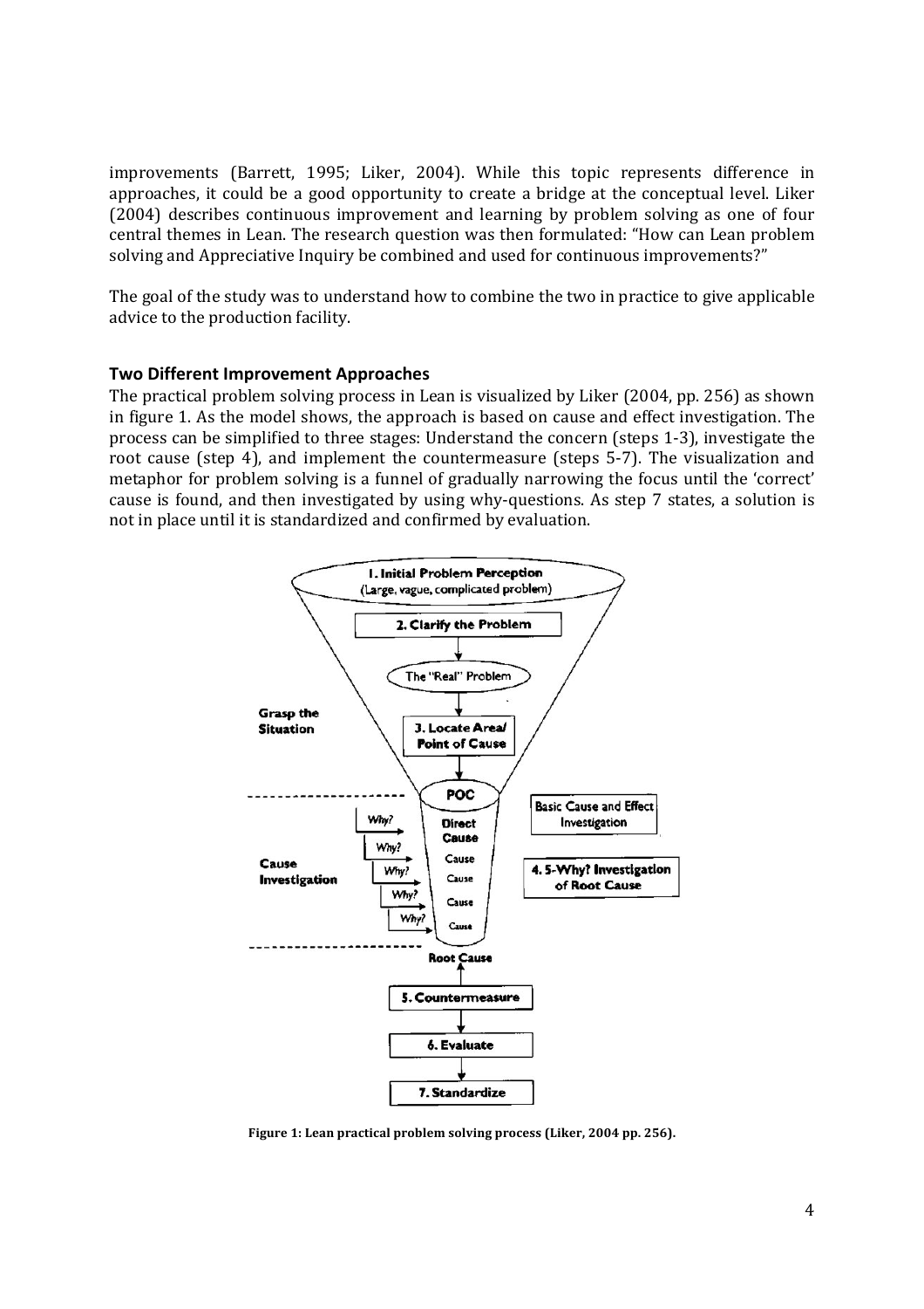improvements (Barrett, 1995; Liker, 2004). While this topic represents difference in approaches, it could be a good opportunity to create a bridge at the conceptual level. Liker (2004) describes continuous improvement and learning by problem solving as one of four central themes in Lean. The research question was then formulated: "How can Lean problem solving and Appreciative Inquiry be combined and used for continuous improvements?"

The goal of the study was to understand how to combine the two in practice to give applicable advice to the production facility.

### Two Different Improvement Approaches

The practical problem solving process in Lean is visualized by Liker (2004, pp. 256) as shown in figure 1. As the model shows, the approach is based on cause and effect investigation. The process can be simplified to three stages: Understand the concern (steps 1-3), investigate the root cause (step 4), and implement the countermeasure (steps 5-7). The visualization and metaphor for problem solving is a funnel of gradually narrowing the focus until the 'correct' cause is found, and then investigated by using why-questions. As step 7 states, a solution is not in place until it is standardized and confirmed by evaluation.

1. Initial Problem Perception
(Large, vague, complicated problem)
2. Clarify the Problem
The "Real" Problem
Grasp the Situation
3. Locate Area/ Point of Cause
POC
Basic Cause and Effect Investigation
Why?
Direct Cause
Cause
Cause
Cause
Cause
Cause Investigation
4. 5-Why? Investigation of Root Cause
Root Cause
5. Countermeasure
6. Evaluate
7. Standardize

**Figure 1: Lean practical problem solving process (Liker, 2004 pp. 256).**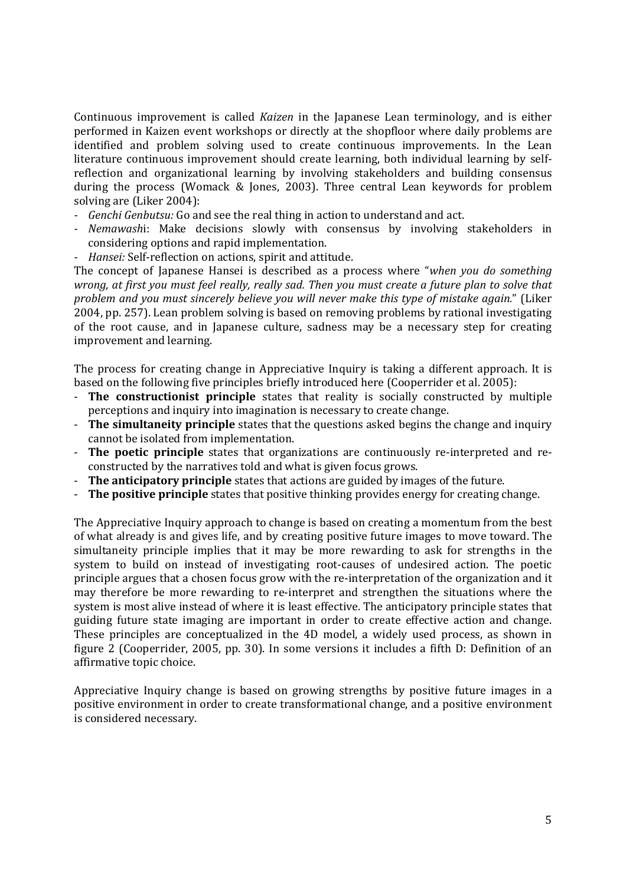Continuous improvement is called *Kaizen* in the Japanese Lean terminology, and is either performed in Kaizen event workshops or directly at the shopfloor where daily problems are identified and problem solving used to create continuous improvements. In the Lean literature continuous improvement should create learning, both individual learning by self-reflection and organizational learning by involving stakeholders and building consensus during the process (Womack & Jones, 2003). Three central Lean keywords for problem solving are (Liker 2004):

- *Genchi Genbutsu:* Go and see the real thing in action to understand and act.
- *Nemawash*i: Make decisions slowly with consensus by involving stakeholders in considering options and rapid implementation.
- *Hansei:* Self-reflection on actions, spirit and attitude.

The concept of Japanese Hansei is described as a process where "*when you do something wrong, at first you must feel really, really sad. Then you must create a future plan to solve that problem and you must sincerely believe you will never make this type of mistake again.*" (Liker 2004, pp. 257). Lean problem solving is based on removing problems by rational investigating of the root cause, and in Japanese culture, sadness may be a necessary step for creating improvement and learning.

The process for creating change in Appreciative Inquiry is taking a different approach. It is based on the following five principles briefly introduced here (Cooperrider et al. 2005):

- **The constructionist principle** states that reality is socially constructed by multiple perceptions and inquiry into imagination is necessary to create change.
- **The simultaneity principle** states that the questions asked begins the change and inquiry cannot be isolated from implementation.
- **The poetic principle** states that organizations are continuously re-interpreted and re-constructed by the narratives told and what is given focus grows.
- **The anticipatory principle** states that actions are guided by images of the future.
- **The positive principle** states that positive thinking provides energy for creating change.

The Appreciative Inquiry approach to change is based on creating a momentum from the best of what already is and gives life, and by creating positive future images to move toward. The simultaneity principle implies that it may be more rewarding to ask for strengths in the system to build on instead of investigating root-causes of undesired action. The poetic principle argues that a chosen focus grow with the re-interpretation of the organization and it may therefore be more rewarding to re-interpret and strengthen the situations where the system is most alive instead of where it is least effective. The anticipatory principle states that guiding future state imaging are important in order to create effective action and change. These principles are conceptualized in the 4D model, a widely used process, as shown in figure 2 (Cooperrider, 2005, pp. 30). In some versions it includes a fifth D: Definition of an affirmative topic choice.

Appreciative Inquiry change is based on growing strengths by positive future images in a positive environment in order to create transformational change, and a positive environment is considered necessary.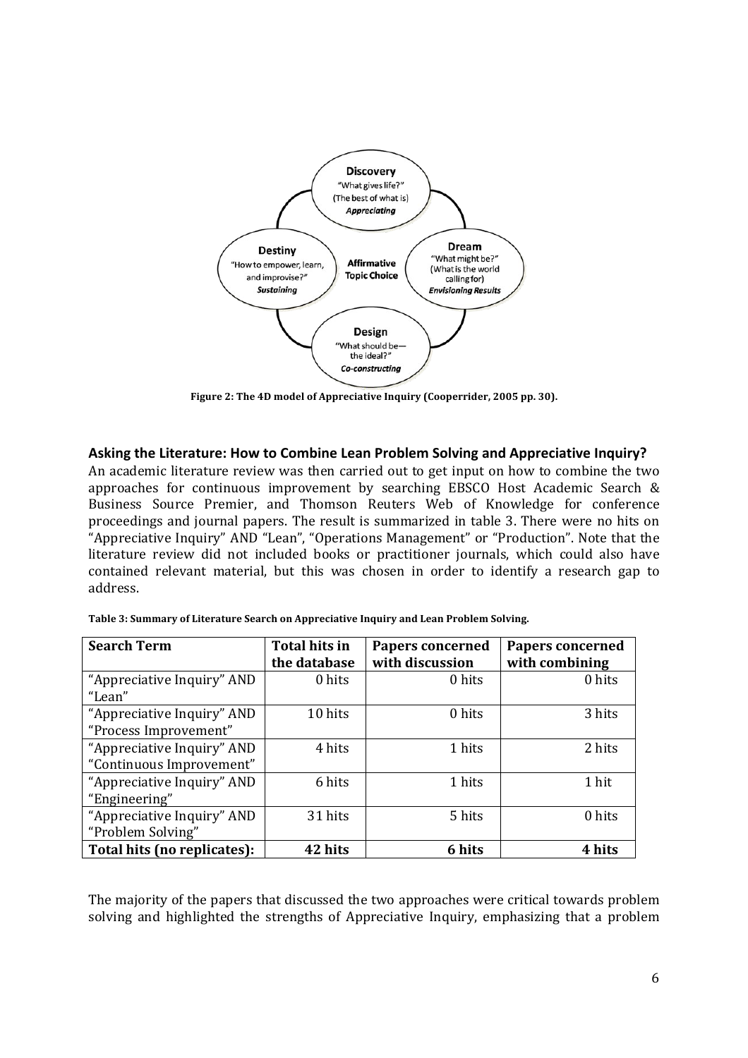Discovery
"What gives life?"
(The best of what is)
*Appreciating*

Dream
"What might be?"
(What is the world calling for)
*Envisioning Results*

Design
"What should be— the ideal?"
*Co-constructing*

Destiny
"How to empower, learn, and improvise?"
*Sustaining*

Affirmative Topic Choice

**Figure 2: The 4D model of Appreciative Inquiry (Cooperrider, 2005 pp. 30).**

## Asking the Literature: How to Combine Lean Problem Solving and Appreciative Inquiry?

An academic literature review was then carried out to get input on how to combine the two approaches for continuous improvement by searching EBSCO Host Academic Search & Business Source Premier, and Thomson Reuters Web of Knowledge for conference proceedings and journal papers. The result is summarized in table 3. There were no hits on "Appreciative Inquiry" AND "Lean", "Operations Management" or "Production". Note that the literature review did not included books or practitioner journals, which could also have contained relevant material, but this was chosen in order to identify a research gap to address.

**Table 3: Summary of Literature Search on Appreciative Inquiry and Lean Problem Solving.**

| Search Term | Total hits in the database | Papers concerned with discussion | Papers concerned with combining |
|---|---|---|---|
| "Appreciative Inquiry" AND "Lean" | 0 hits | 0 hits | 0 hits |
| "Appreciative Inquiry" AND "Process Improvement" | 10 hits | 0 hits | 3 hits |
| "Appreciative Inquiry" AND "Continuous Improvement" | 4 hits | 1 hits | 2 hits |
| "Appreciative Inquiry" AND "Engineering" | 6 hits | 1 hits | 1 hit |
| "Appreciative Inquiry" AND "Problem Solving" | 31 hits | 5 hits | 0 hits |
| **Total hits (no replicates):** | **42 hits** | **6 hits** | **4 hits** |

The majority of the papers that discussed the two approaches were critical towards problem solving and highlighted the strengths of Appreciative Inquiry, emphasizing that a problem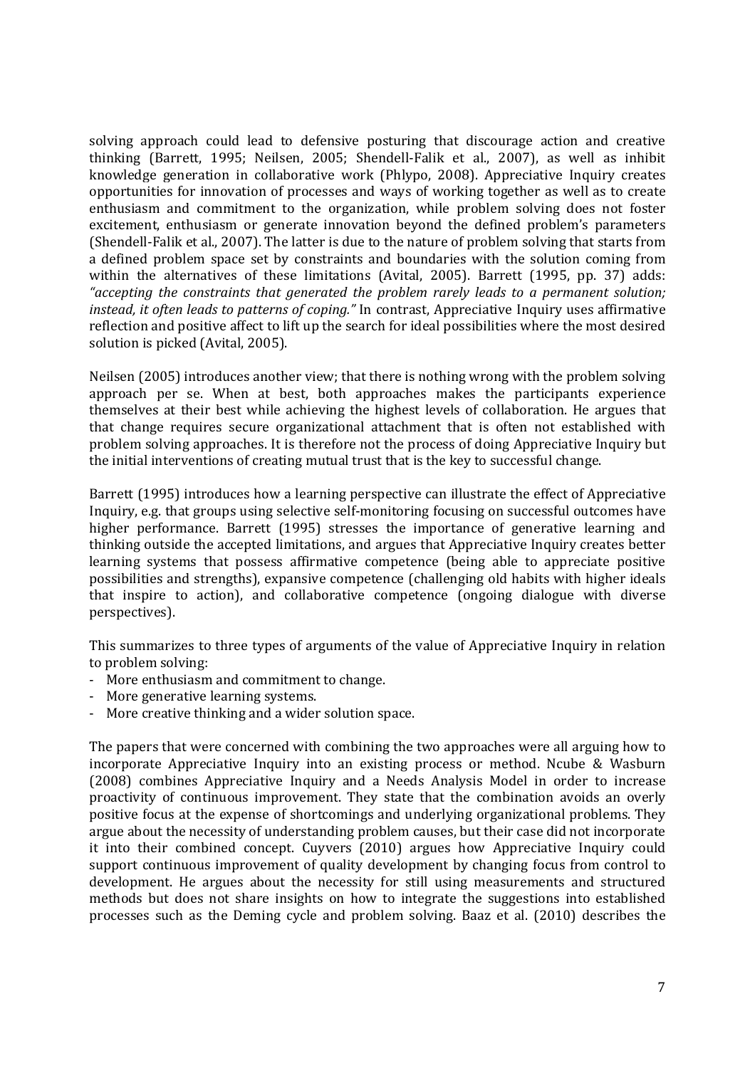solving approach could lead to defensive posturing that discourage action and creative thinking (Barrett, 1995; Neilsen, 2005; Shendell-Falik et al., 2007), as well as inhibit knowledge generation in collaborative work (Phlypo, 2008). Appreciative Inquiry creates opportunities for innovation of processes and ways of working together as well as to create enthusiasm and commitment to the organization, while problem solving does not foster excitement, enthusiasm or generate innovation beyond the defined problem's parameters (Shendell-Falik et al., 2007). The latter is due to the nature of problem solving that starts from a defined problem space set by constraints and boundaries with the solution coming from within the alternatives of these limitations (Avital, 2005). Barrett (1995, pp. 37) adds: *"accepting the constraints that generated the problem rarely leads to a permanent solution; instead, it often leads to patterns of coping."* In contrast, Appreciative Inquiry uses affirmative reflection and positive affect to lift up the search for ideal possibilities where the most desired solution is picked (Avital, 2005).

Neilsen (2005) introduces another view; that there is nothing wrong with the problem solving approach per se. When at best, both approaches makes the participants experience themselves at their best while achieving the highest levels of collaboration. He argues that that change requires secure organizational attachment that is often not established with problem solving approaches. It is therefore not the process of doing Appreciative Inquiry but the initial interventions of creating mutual trust that is the key to successful change.

Barrett (1995) introduces how a learning perspective can illustrate the effect of Appreciative Inquiry, e.g. that groups using selective self-monitoring focusing on successful outcomes have higher performance. Barrett (1995) stresses the importance of generative learning and thinking outside the accepted limitations, and argues that Appreciative Inquiry creates better learning systems that possess affirmative competence (being able to appreciate positive possibilities and strengths), expansive competence (challenging old habits with higher ideals that inspire to action), and collaborative competence (ongoing dialogue with diverse perspectives).

This summarizes to three types of arguments of the value of Appreciative Inquiry in relation to problem solving:

- More enthusiasm and commitment to change.
- More generative learning systems.
- More creative thinking and a wider solution space.

The papers that were concerned with combining the two approaches were all arguing how to incorporate Appreciative Inquiry into an existing process or method. Ncube & Wasburn (2008) combines Appreciative Inquiry and a Needs Analysis Model in order to increase proactivity of continuous improvement. They state that the combination avoids an overly positive focus at the expense of shortcomings and underlying organizational problems. They argue about the necessity of understanding problem causes, but their case did not incorporate it into their combined concept. Cuyvers (2010) argues how Appreciative Inquiry could support continuous improvement of quality development by changing focus from control to development. He argues about the necessity for still using measurements and structured methods but does not share insights on how to integrate the suggestions into established processes such as the Deming cycle and problem solving. Baaz et al. (2010) describes the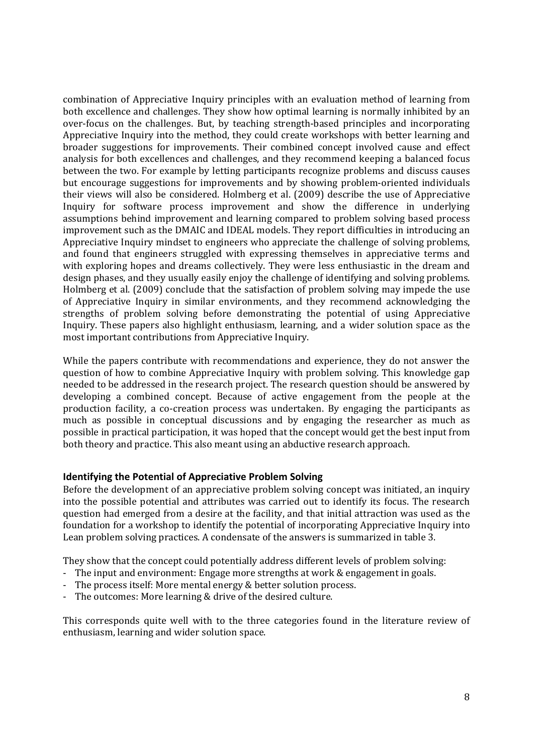combination of Appreciative Inquiry principles with an evaluation method of learning from both excellence and challenges. They show how optimal learning is normally inhibited by an over-focus on the challenges. But, by teaching strength-based principles and incorporating Appreciative Inquiry into the method, they could create workshops with better learning and broader suggestions for improvements. Their combined concept involved cause and effect analysis for both excellences and challenges, and they recommend keeping a balanced focus between the two. For example by letting participants recognize problems and discuss causes but encourage suggestions for improvements and by showing problem-oriented individuals their views will also be considered. Holmberg et al. (2009) describe the use of Appreciative Inquiry for software process improvement and show the difference in underlying assumptions behind improvement and learning compared to problem solving based process improvement such as the DMAIC and IDEAL models. They report difficulties in introducing an Appreciative Inquiry mindset to engineers who appreciate the challenge of solving problems, and found that engineers struggled with expressing themselves in appreciative terms and with exploring hopes and dreams collectively. They were less enthusiastic in the dream and design phases, and they usually easily enjoy the challenge of identifying and solving problems. Holmberg et al. (2009) conclude that the satisfaction of problem solving may impede the use of Appreciative Inquiry in similar environments, and they recommend acknowledging the strengths of problem solving before demonstrating the potential of using Appreciative Inquiry. These papers also highlight enthusiasm, learning, and a wider solution space as the most important contributions from Appreciative Inquiry.

While the papers contribute with recommendations and experience, they do not answer the question of how to combine Appreciative Inquiry with problem solving. This knowledge gap needed to be addressed in the research project. The research question should be answered by developing a combined concept. Because of active engagement from the people at the production facility, a co-creation process was undertaken. By engaging the participants as much as possible in conceptual discussions and by engaging the researcher as much as possible in practical participation, it was hoped that the concept would get the best input from both theory and practice. This also meant using an abductive research approach.

### Identifying the Potential of Appreciative Problem Solving

Before the development of an appreciative problem solving concept was initiated, an inquiry into the possible potential and attributes was carried out to identify its focus. The research question had emerged from a desire at the facility, and that initial attraction was used as the foundation for a workshop to identify the potential of incorporating Appreciative Inquiry into Lean problem solving practices. A condensate of the answers is summarized in table 3.

They show that the concept could potentially address different levels of problem solving:

- The input and environment: Engage more strengths at work & engagement in goals.
- The process itself: More mental energy & better solution process.
- The outcomes: More learning & drive of the desired culture.

This corresponds quite well with to the three categories found in the literature review of enthusiasm, learning and wider solution space.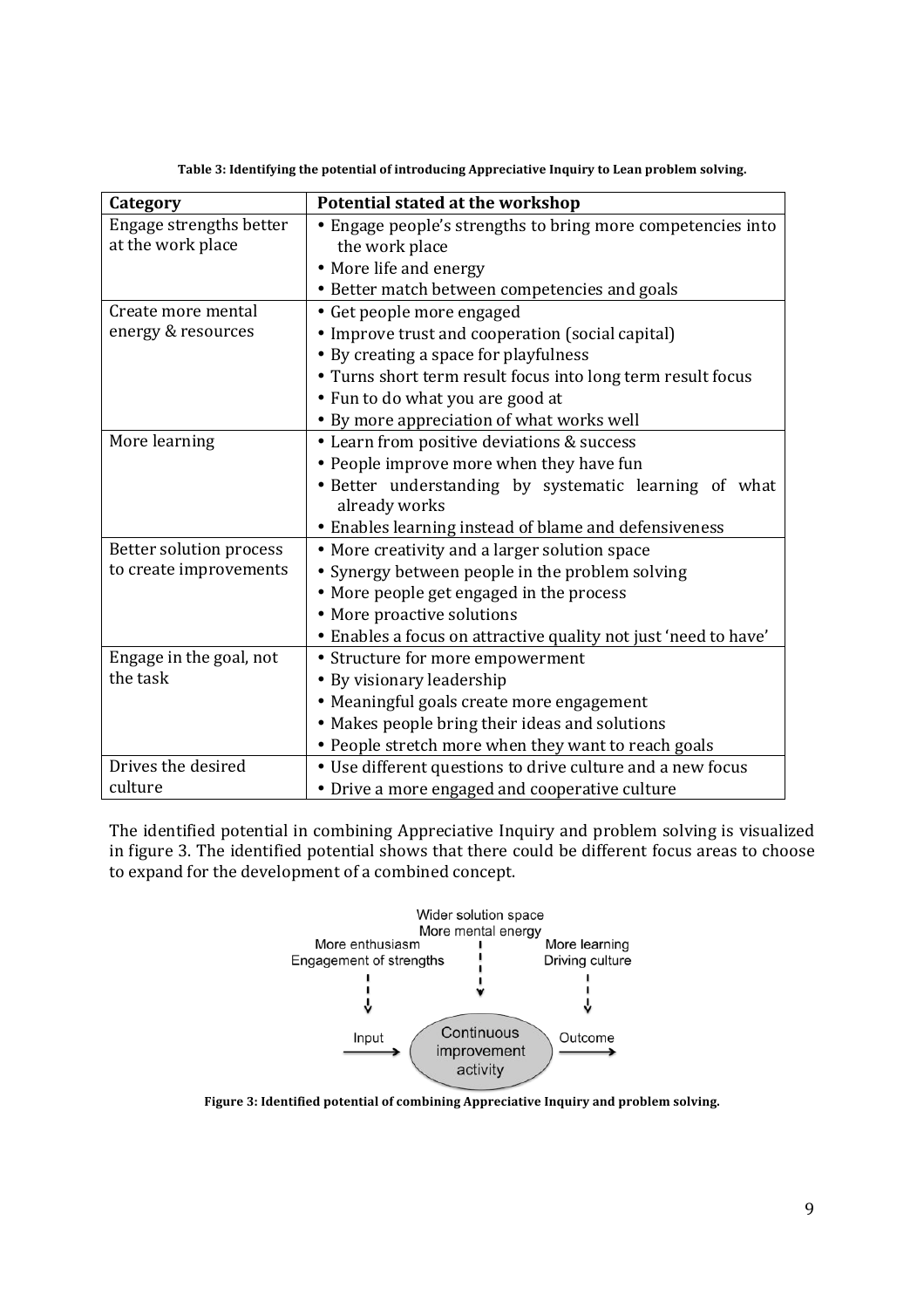**Table 3: Identifying the potential of introducing Appreciative Inquiry to Lean problem solving.**

| Category | Potential stated at the workshop |
|---|---|
| Engage strengths better at the work place | • Engage people's strengths to bring more competencies into the work place<br>• More life and energy<br>• Better match between competencies and goals |
| Create more mental energy & resources | • Get people more engaged<br>• Improve trust and cooperation (social capital)<br>• By creating a space for playfulness<br>• Turns short term result focus into long term result focus<br>• Fun to do what you are good at<br>• By more appreciation of what works well |
| More learning | • Learn from positive deviations & success<br>• People improve more when they have fun<br>• Better understanding by systematic learning of what already works<br>• Enables learning instead of blame and defensiveness |
| Better solution process to create improvements | • More creativity and a larger solution space<br>• Synergy between people in the problem solving<br>• More people get engaged in the process<br>• More proactive solutions<br>• Enables a focus on attractive quality not just 'need to have' |
| Engage in the goal, not the task | • Structure for more empowerment<br>• By visionary leadership<br>• Meaningful goals create more engagement<br>• Makes people bring their ideas and solutions<br>• People stretch more when they want to reach goals |
| Drives the desired culture | • Use different questions to drive culture and a new focus<br>• Drive a more engaged and cooperative culture |

The identified potential in combining Appreciative Inquiry and problem solving is visualized in figure 3. The identified potential shows that there could be different focus areas to choose to expand for the development of a combined concept.

Wider solution space
More mental energy
More enthusiasm
Engagement of strengths
More learning
Driving culture
Input
Continuous improvement activity
Outcome

**Figure 3: Identified potential of combining Appreciative Inquiry and problem solving.**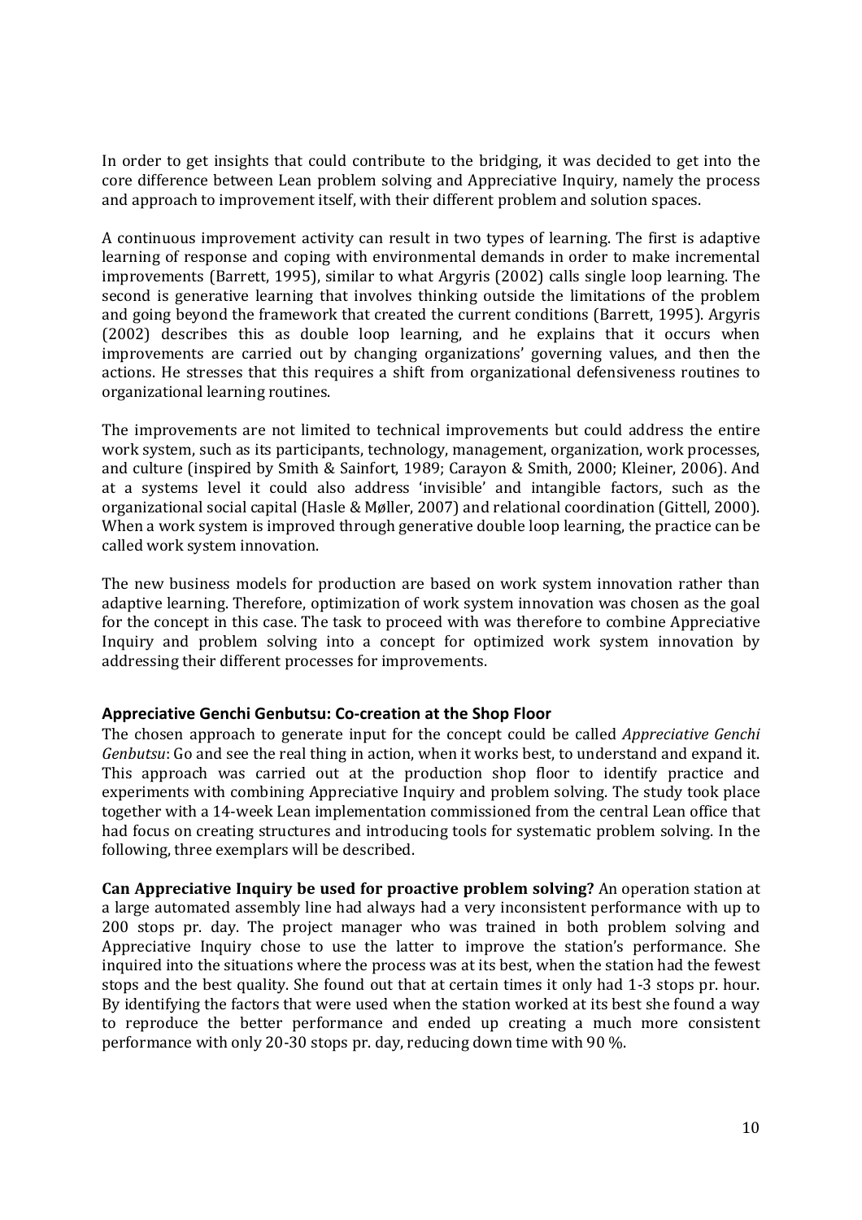In order to get insights that could contribute to the bridging, it was decided to get into the core difference between Lean problem solving and Appreciative Inquiry, namely the process and approach to improvement itself, with their different problem and solution spaces.

A continuous improvement activity can result in two types of learning. The first is adaptive learning of response and coping with environmental demands in order to make incremental improvements (Barrett, 1995), similar to what Argyris (2002) calls single loop learning. The second is generative learning that involves thinking outside the limitations of the problem and going beyond the framework that created the current conditions (Barrett, 1995). Argyris (2002) describes this as double loop learning, and he explains that it occurs when improvements are carried out by changing organizations' governing values, and then the actions. He stresses that this requires a shift from organizational defensiveness routines to organizational learning routines.

The improvements are not limited to technical improvements but could address the entire work system, such as its participants, technology, management, organization, work processes, and culture (inspired by Smith & Sainfort, 1989; Carayon & Smith, 2000; Kleiner, 2006). And at a systems level it could also address 'invisible' and intangible factors, such as the organizational social capital (Hasle & Møller, 2007) and relational coordination (Gittell, 2000). When a work system is improved through generative double loop learning, the practice can be called work system innovation.

The new business models for production are based on work system innovation rather than adaptive learning. Therefore, optimization of work system innovation was chosen as the goal for the concept in this case. The task to proceed with was therefore to combine Appreciative Inquiry and problem solving into a concept for optimized work system innovation by addressing their different processes for improvements.

**Appreciative Genchi Genbutsu: Co-creation at the Shop Floor**

The chosen approach to generate input for the concept could be called *Appreciative Genchi Genbutsu*: Go and see the real thing in action, when it works best, to understand and expand it. This approach was carried out at the production shop floor to identify practice and experiments with combining Appreciative Inquiry and problem solving. The study took place together with a 14-week Lean implementation commissioned from the central Lean office that had focus on creating structures and introducing tools for systematic problem solving. In the following, three exemplars will be described.

**Can Appreciative Inquiry be used for proactive problem solving?** An operation station at a large automated assembly line had always had a very inconsistent performance with up to 200 stops pr. day. The project manager who was trained in both problem solving and Appreciative Inquiry chose to use the latter to improve the station's performance. She inquired into the situations where the process was at its best, when the station had the fewest stops and the best quality. She found out that at certain times it only had 1-3 stops pr. hour. By identifying the factors that were used when the station worked at its best she found a way to reproduce the better performance and ended up creating a much more consistent performance with only 20-30 stops pr. day, reducing down time with 90 %.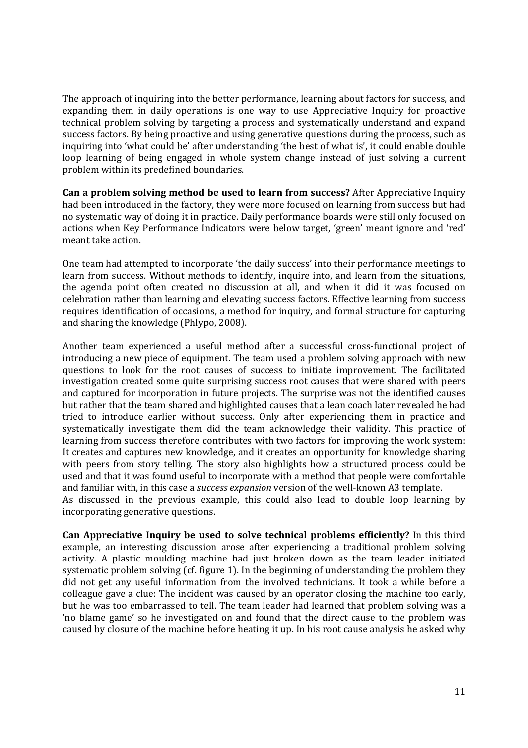The approach of inquiring into the better performance, learning about factors for success, and expanding them in daily operations is one way to use Appreciative Inquiry for proactive technical problem solving by targeting a process and systematically understand and expand success factors. By being proactive and using generative questions during the process, such as inquiring into 'what could be' after understanding 'the best of what is', it could enable double loop learning of being engaged in whole system change instead of just solving a current problem within its predefined boundaries.

**Can a problem solving method be used to learn from success?** After Appreciative Inquiry had been introduced in the factory, they were more focused on learning from success but had no systematic way of doing it in practice. Daily performance boards were still only focused on actions when Key Performance Indicators were below target, 'green' meant ignore and 'red' meant take action.

One team had attempted to incorporate 'the daily success' into their performance meetings to learn from success. Without methods to identify, inquire into, and learn from the situations, the agenda point often created no discussion at all, and when it did it was focused on celebration rather than learning and elevating success factors. Effective learning from success requires identification of occasions, a method for inquiry, and formal structure for capturing and sharing the knowledge (Phlypo, 2008).

Another team experienced a useful method after a successful cross-functional project of introducing a new piece of equipment. The team used a problem solving approach with new questions to look for the root causes of success to initiate improvement. The facilitated investigation created some quite surprising success root causes that were shared with peers and captured for incorporation in future projects. The surprise was not the identified causes but rather that the team shared and highlighted causes that a lean coach later revealed he had tried to introduce earlier without success. Only after experiencing them in practice and systematically investigate them did the team acknowledge their validity. This practice of learning from success therefore contributes with two factors for improving the work system: It creates and captures new knowledge, and it creates an opportunity for knowledge sharing with peers from story telling. The story also highlights how a structured process could be used and that it was found useful to incorporate with a method that people were comfortable and familiar with, in this case a *success expansion* version of the well-known A3 template.
As discussed in the previous example, this could also lead to double loop learning by incorporating generative questions.

**Can Appreciative Inquiry be used to solve technical problems efficiently?** In this third example, an interesting discussion arose after experiencing a traditional problem solving activity. A plastic moulding machine had just broken down as the team leader initiated systematic problem solving (cf. figure 1). In the beginning of understanding the problem they did not get any useful information from the involved technicians. It took a while before a colleague gave a clue: The incident was caused by an operator closing the machine too early, but he was too embarrassed to tell. The team leader had learned that problem solving was a 'no blame game' so he investigated on and found that the direct cause to the problem was caused by closure of the machine before heating it up. In his root cause analysis he asked why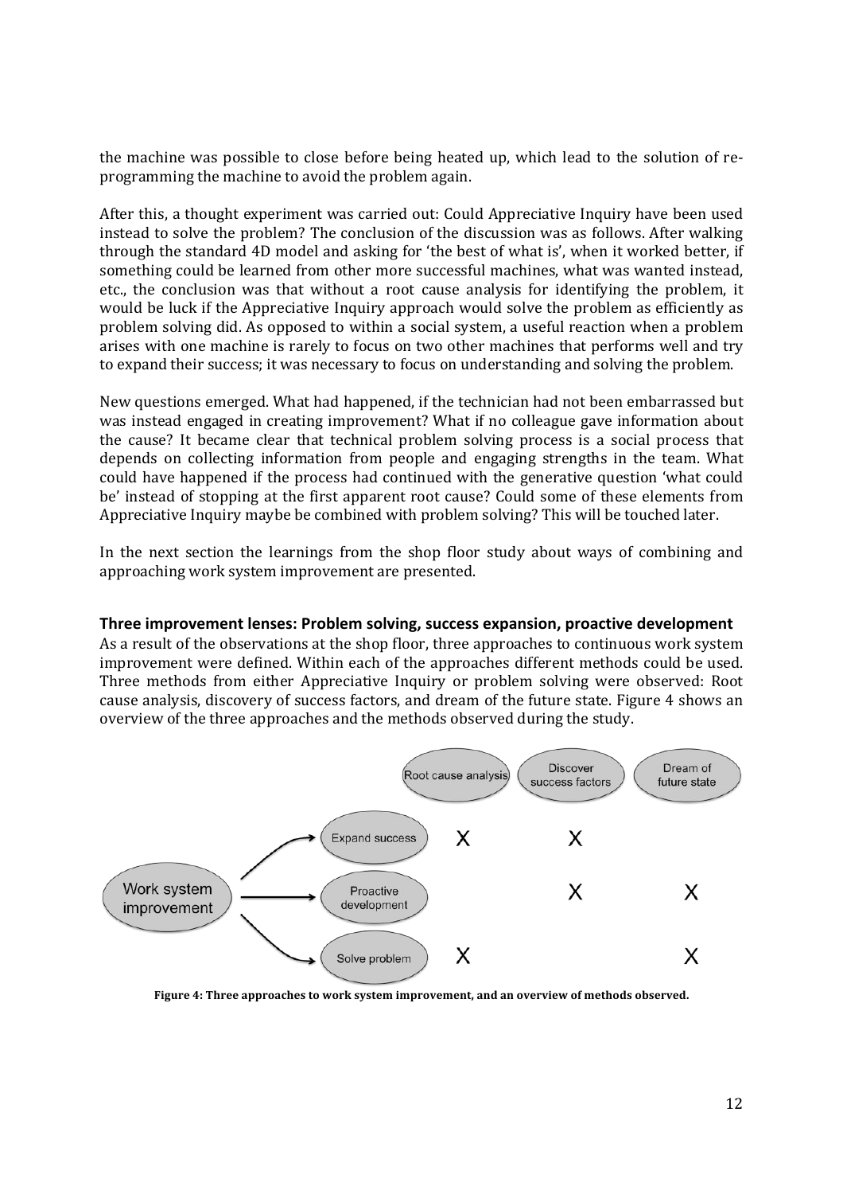the machine was possible to close before being heated up, which lead to the solution of re-programming the machine to avoid the problem again.

After this, a thought experiment was carried out: Could Appreciative Inquiry have been used instead to solve the problem? The conclusion of the discussion was as follows. After walking through the standard 4D model and asking for 'the best of what is', when it worked better, if something could be learned from other more successful machines, what was wanted instead, etc., the conclusion was that without a root cause analysis for identifying the problem, it would be luck if the Appreciative Inquiry approach would solve the problem as efficiently as problem solving did. As opposed to within a social system, a useful reaction when a problem arises with one machine is rarely to focus on two other machines that performs well and try to expand their success; it was necessary to focus on understanding and solving the problem.

New questions emerged. What had happened, if the technician had not been embarrassed but was instead engaged in creating improvement? What if no colleague gave information about the cause? It became clear that technical problem solving process is a social process that depends on collecting information from people and engaging strengths in the team. What could have happened if the process had continued with the generative question 'what could be' instead of stopping at the first apparent root cause? Could some of these elements from Appreciative Inquiry maybe be combined with problem solving? This will be touched later.

In the next section the learnings from the shop floor study about ways of combining and approaching work system improvement are presented.

**Three improvement lenses: Problem solving, success expansion, proactive development**

As a result of the observations at the shop floor, three approaches to continuous work system improvement were defined. Within each of the approaches different methods could be used. Three methods from either Appreciative Inquiry or problem solving were observed: Root cause analysis, discovery of success factors, and dream of the future state. Figure 4 shows an overview of the three approaches and the methods observed during the study.

Work system improvement

| | Root cause analysis | Discover success factors | Dream of future state |
|---|---|---|---|
| Expand success | X | X | |
| Proactive development | | X | X |
| Solve problem | X | | X |

**Figure 4: Three approaches to work system improvement, and an overview of methods observed.**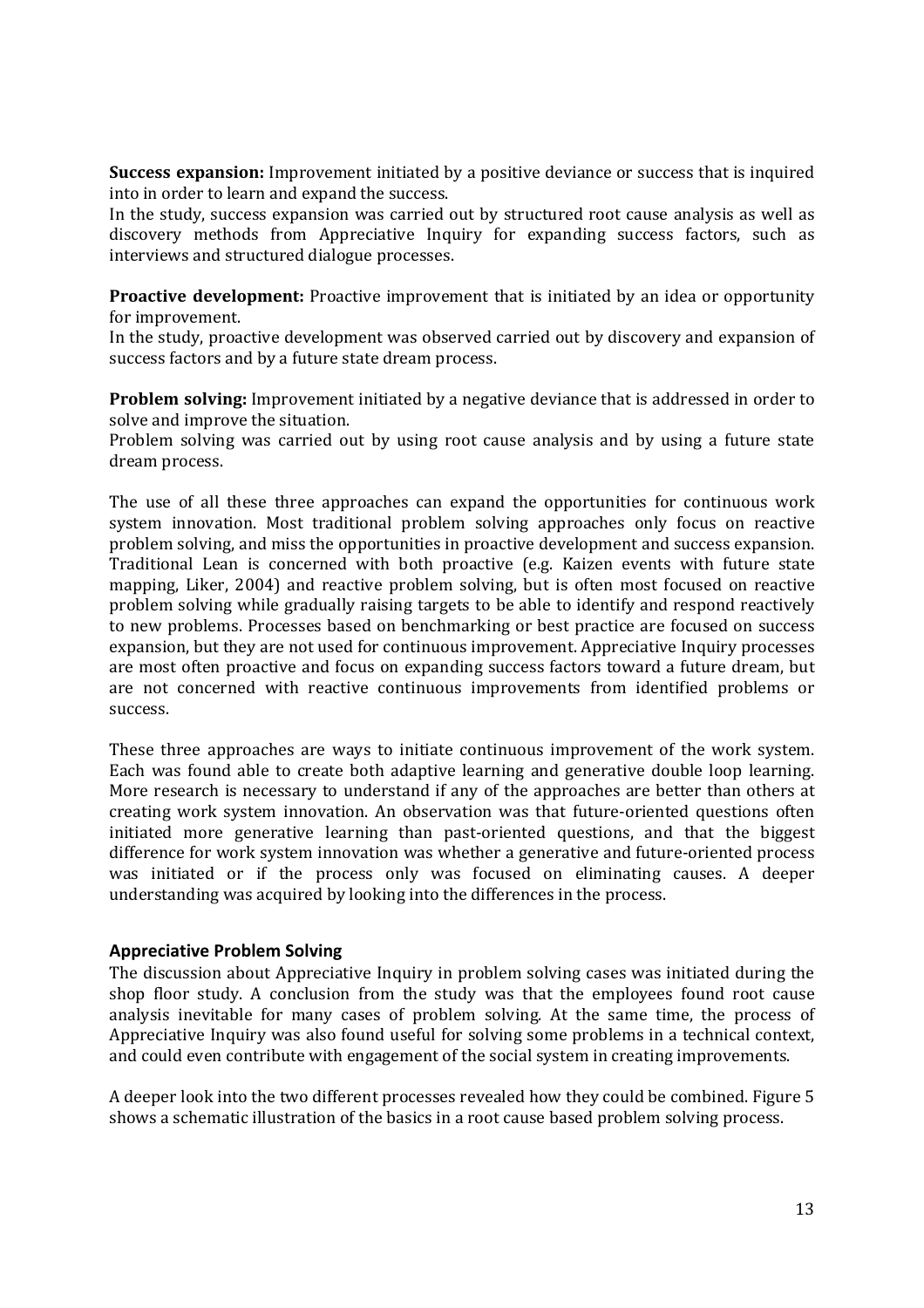**Success expansion:** Improvement initiated by a positive deviance or success that is inquired into in order to learn and expand the success.

In the study, success expansion was carried out by structured root cause analysis as well as discovery methods from Appreciative Inquiry for expanding success factors, such as interviews and structured dialogue processes.

**Proactive development:** Proactive improvement that is initiated by an idea or opportunity for improvement.

In the study, proactive development was observed carried out by discovery and expansion of success factors and by a future state dream process.

**Problem solving:** Improvement initiated by a negative deviance that is addressed in order to solve and improve the situation.

Problem solving was carried out by using root cause analysis and by using a future state dream process.

The use of all these three approaches can expand the opportunities for continuous work system innovation. Most traditional problem solving approaches only focus on reactive problem solving, and miss the opportunities in proactive development and success expansion. Traditional Lean is concerned with both proactive (e.g. Kaizen events with future state mapping, Liker, 2004) and reactive problem solving, but is often most focused on reactive problem solving while gradually raising targets to be able to identify and respond reactively to new problems. Processes based on benchmarking or best practice are focused on success expansion, but they are not used for continuous improvement. Appreciative Inquiry processes are most often proactive and focus on expanding success factors toward a future dream, but are not concerned with reactive continuous improvements from identified problems or success.

These three approaches are ways to initiate continuous improvement of the work system. Each was found able to create both adaptive learning and generative double loop learning. More research is necessary to understand if any of the approaches are better than others at creating work system innovation. An observation was that future-oriented questions often initiated more generative learning than past-oriented questions, and that the biggest difference for work system innovation was whether a generative and future-oriented process was initiated or if the process only was focused on eliminating causes. A deeper understanding was acquired by looking into the differences in the process.

### Appreciative Problem Solving

The discussion about Appreciative Inquiry in problem solving cases was initiated during the shop floor study. A conclusion from the study was that the employees found root cause analysis inevitable for many cases of problem solving. At the same time, the process of Appreciative Inquiry was also found useful for solving some problems in a technical context, and could even contribute with engagement of the social system in creating improvements.

A deeper look into the two different processes revealed how they could be combined. Figure 5 shows a schematic illustration of the basics in a root cause based problem solving process.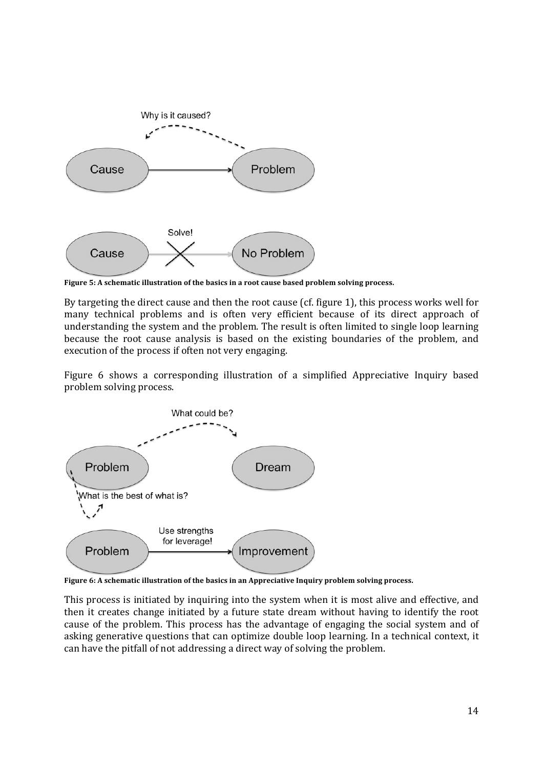Why is it caused?

Cause

Problem

Solve!

Cause

No Problem

**Figure 5: A schematic illustration of the basics in a root cause based problem solving process.**

By targeting the direct cause and then the root cause (cf. figure 1), this process works well for many technical problems and is often very efficient because of its direct approach of understanding the system and the problem. The result is often limited to single loop learning because the root cause analysis is based on the existing boundaries of the problem, and execution of the process if often not very engaging.

Figure 6 shows a corresponding illustration of a simplified Appreciative Inquiry based problem solving process.

What could be?

Problem

Dream

What is the best of what is?

Use strengths for leverage!

Problem

Improvement

**Figure 6: A schematic illustration of the basics in an Appreciative Inquiry problem solving process.**

This process is initiated by inquiring into the system when it is most alive and effective, and then it creates change initiated by a future state dream without having to identify the root cause of the problem. This process has the advantage of engaging the social system and of asking generative questions that can optimize double loop learning. In a technical context, it can have the pitfall of not addressing a direct way of solving the problem.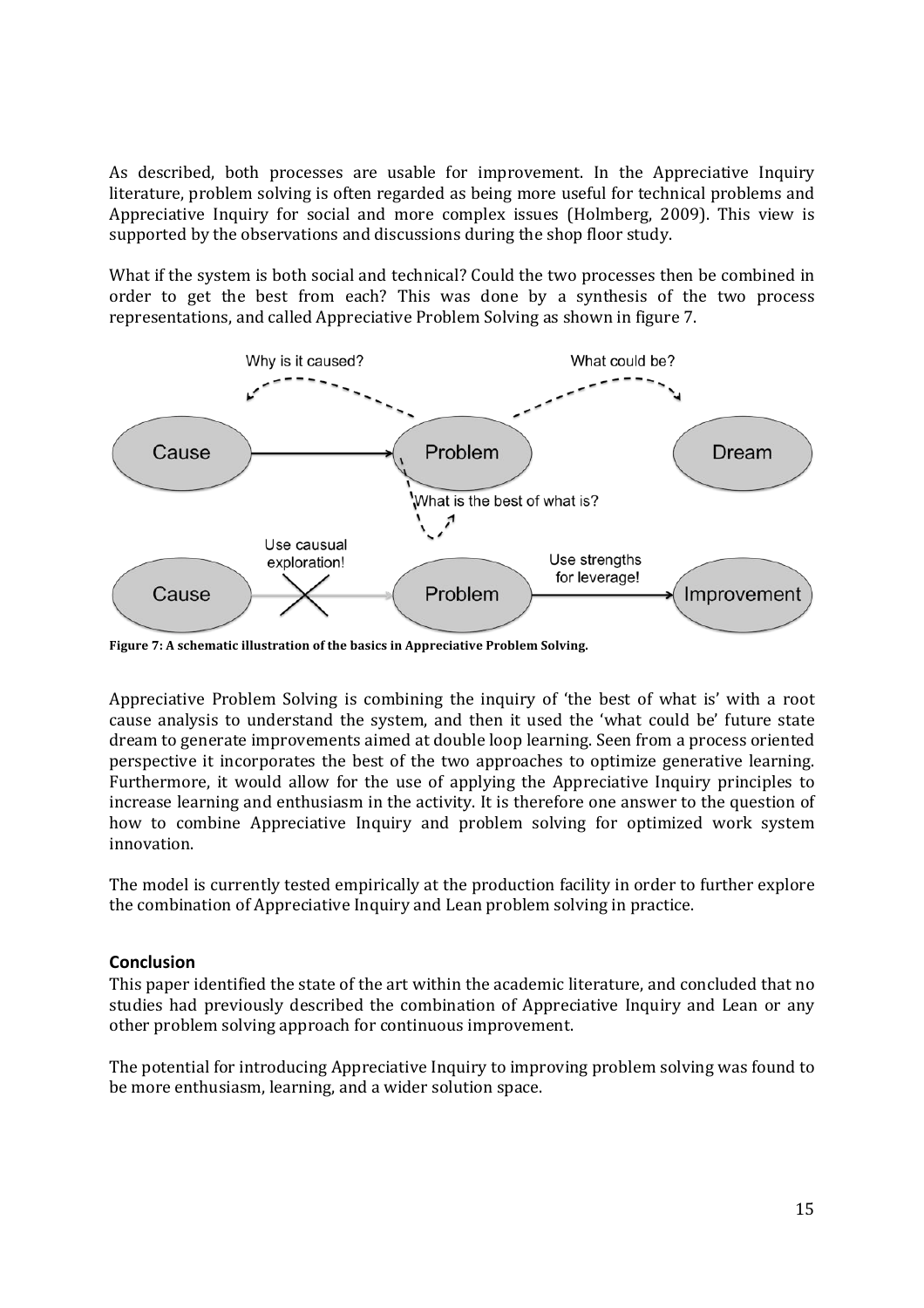As described, both processes are usable for improvement. In the Appreciative Inquiry literature, problem solving is often regarded as being more useful for technical problems and Appreciative Inquiry for social and more complex issues (Holmberg, 2009). This view is supported by the observations and discussions during the shop floor study.

What if the system is both social and technical? Could the two processes then be combined in order to get the best from each? This was done by a synthesis of the two process representations, and called Appreciative Problem Solving as shown in figure 7.

Why is it caused?

What could be?

Cause

Problem

Dream

What is the best of what is?

Use causual exploration!

Use strengths for leverage!

Cause

Problem

Improvement

**Figure 7: A schematic illustration of the basics in Appreciative Problem Solving.**

Appreciative Problem Solving is combining the inquiry of 'the best of what is' with a root cause analysis to understand the system, and then it used the 'what could be' future state dream to generate improvements aimed at double loop learning. Seen from a process oriented perspective it incorporates the best of the two approaches to optimize generative learning. Furthermore, it would allow for the use of applying the Appreciative Inquiry principles to increase learning and enthusiasm in the activity. It is therefore one answer to the question of how to combine Appreciative Inquiry and problem solving for optimized work system innovation.

The model is currently tested empirically at the production facility in order to further explore the combination of Appreciative Inquiry and Lean problem solving in practice.

## Conclusion

This paper identified the state of the art within the academic literature, and concluded that no studies had previously described the combination of Appreciative Inquiry and Lean or any other problem solving approach for continuous improvement.

The potential for introducing Appreciative Inquiry to improving problem solving was found to be more enthusiasm, learning, and a wider solution space.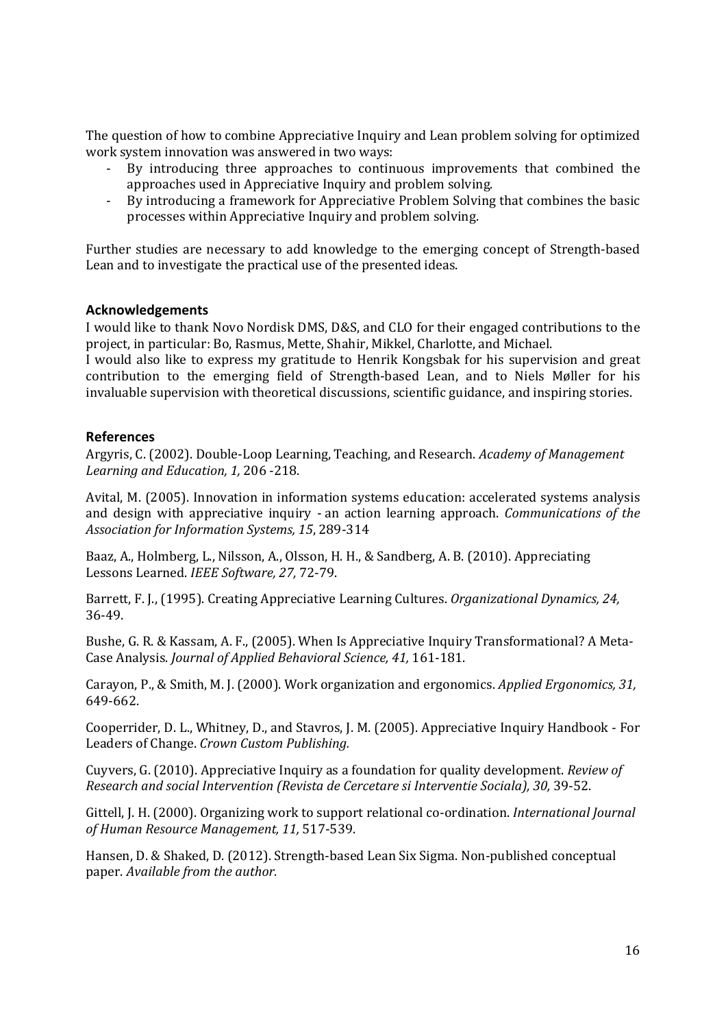The question of how to combine Appreciative Inquiry and Lean problem solving for optimized work system innovation was answered in two ways:

- By introducing three approaches to continuous improvements that combined the approaches used in Appreciative Inquiry and problem solving.
- By introducing a framework for Appreciative Problem Solving that combines the basic processes within Appreciative Inquiry and problem solving.

Further studies are necessary to add knowledge to the emerging concept of Strength-based Lean and to investigate the practical use of the presented ideas.

## Acknowledgements

I would like to thank Novo Nordisk DMS, D&S, and CLO for their engaged contributions to the project, in particular: Bo, Rasmus, Mette, Shahir, Mikkel, Charlotte, and Michael.
I would also like to express my gratitude to Henrik Kongsbak for his supervision and great contribution to the emerging field of Strength-based Lean, and to Niels Møller for his invaluable supervision with theoretical discussions, scientific guidance, and inspiring stories.

## References

Argyris, C. (2002). Double-Loop Learning, Teaching, and Research. *Academy of Management Learning and Education, 1,* 206 -218.

Avital, M. (2005). Innovation in information systems education: accelerated systems analysis and design with appreciative inquiry - an action learning approach. *Communications of the Association for Information Systems, 15*, 289-314

Baaz, A., Holmberg, L., Nilsson, A., Olsson, H. H., & Sandberg, A. B. (2010). Appreciating Lessons Learned. *IEEE Software, 27,* 72-79.

Barrett, F. J., (1995). Creating Appreciative Learning Cultures. *Organizational Dynamics, 24,* 36-49.

Bushe, G. R. & Kassam, A. F., (2005). When Is Appreciative Inquiry Transformational? A Meta-Case Analysis. *Journal of Applied Behavioral Science, 41,* 161-181.

Carayon, P., & Smith, M. J. (2000). Work organization and ergonomics. *Applied Ergonomics, 31,* 649-662.

Cooperrider, D. L., Whitney, D., and Stavros, J. M. (2005). Appreciative Inquiry Handbook - For Leaders of Change. *Crown Custom Publishing.*

Cuyvers, G. (2010). Appreciative Inquiry as a foundation for quality development. *Review of Research and social Intervention (Revista de Cercetare si Interventie Sociala), 30,* 39-52.

Gittell, J. H. (2000). Organizing work to support relational co-ordination. *International Journal of Human Resource Management, 11,* 517-539.

Hansen, D. & Shaked, D. (2012). Strength-based Lean Six Sigma. Non-published conceptual paper. *Available from the author.*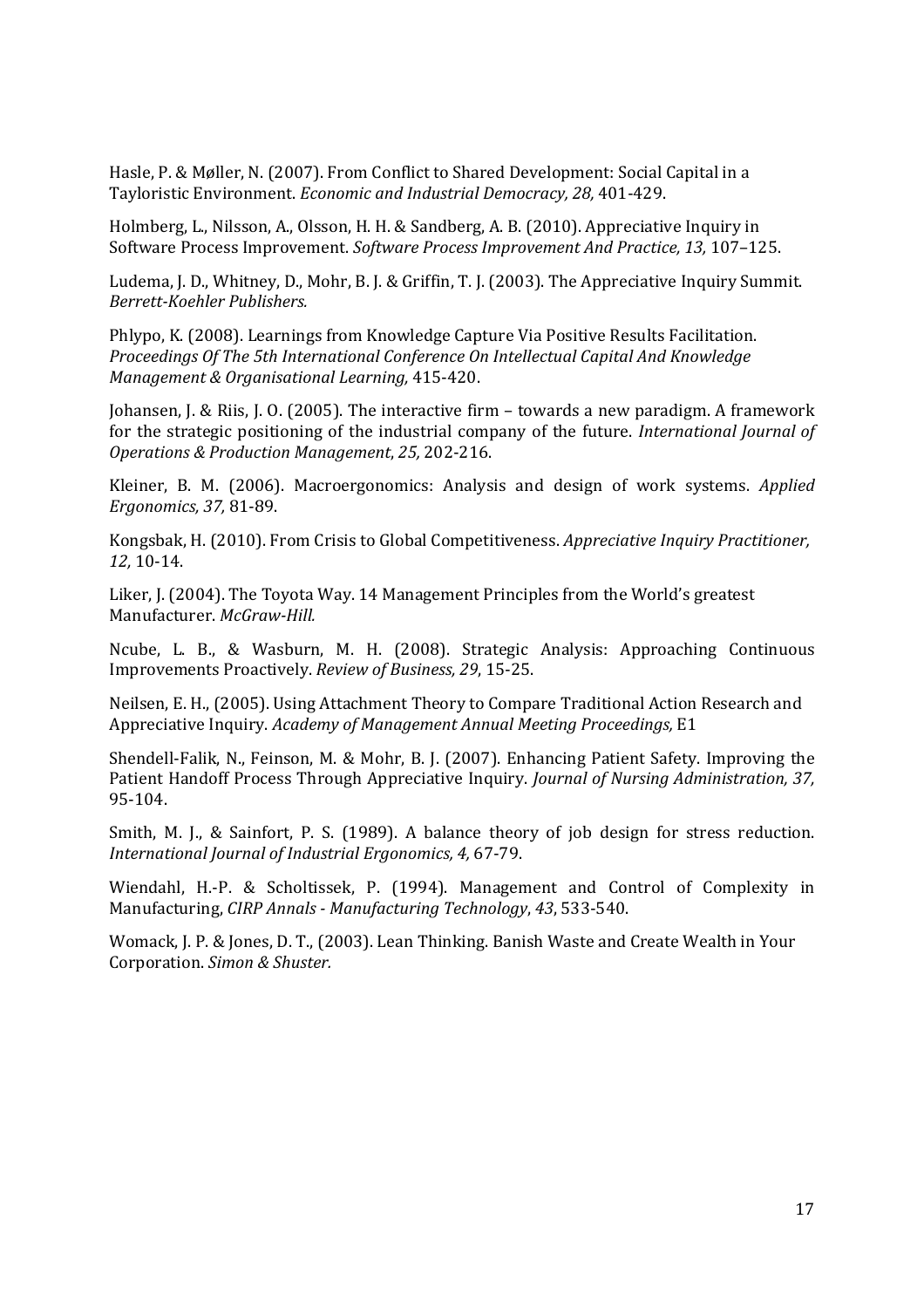Hasle, P. & Møller, N. (2007). From Conflict to Shared Development: Social Capital in a Tayloristic Environment. *Economic and Industrial Democracy, 28,* 401-429.

Holmberg, L., Nilsson, A., Olsson, H. H. & Sandberg, A. B. (2010). Appreciative Inquiry in Software Process Improvement. *Software Process Improvement And Practice, 13,* 107–125.

Ludema, J. D., Whitney, D., Mohr, B. J. & Griffin, T. J. (2003). The Appreciative Inquiry Summit. *Berrett-Koehler Publishers.*

Phlypo, K. (2008). Learnings from Knowledge Capture Via Positive Results Facilitation. *Proceedings Of The 5th International Conference On Intellectual Capital And Knowledge Management & Organisational Learning,* 415-420.

Johansen, J. & Riis, J. O. (2005). The interactive firm – towards a new paradigm. A framework for the strategic positioning of the industrial company of the future. *International Journal of Operations & Production Management*, *25,* 202-216.

Kleiner, B. M. (2006). Macroergonomics: Analysis and design of work systems. *Applied Ergonomics*, *37,* 81-89.

Kongsbak, H. (2010). From Crisis to Global Competitiveness. *Appreciative Inquiry Practitioner, 12,* 10-14.

Liker, J. (2004). The Toyota Way. 14 Management Principles from the World's greatest Manufacturer. *McGraw-Hill.*

Ncube, L. B., & Wasburn, M. H. (2008). Strategic Analysis: Approaching Continuous Improvements Proactively. *Review of Business, 29*, 15-25.

Neilsen, E. H., (2005). Using Attachment Theory to Compare Traditional Action Research and Appreciative Inquiry. *Academy of Management Annual Meeting Proceedings,* E1

Shendell-Falik, N., Feinson, M. & Mohr, B. J. (2007). Enhancing Patient Safety. Improving the Patient Handoff Process Through Appreciative Inquiry. *Journal of Nursing Administration, 37,* 95-104.

Smith, M. J., & Sainfort, P. S. (1989). A balance theory of job design for stress reduction. *International Journal of Industrial Ergonomics, 4,* 67-79.

Wiendahl, H.-P. & Scholtissek, P. (1994). Management and Control of Complexity in Manufacturing, *CIRP Annals - Manufacturing Technology*, *43*, 533-540.

Womack, J. P. & Jones, D. T., (2003). Lean Thinking. Banish Waste and Create Wealth in Your Corporation. *Simon & Shuster.*